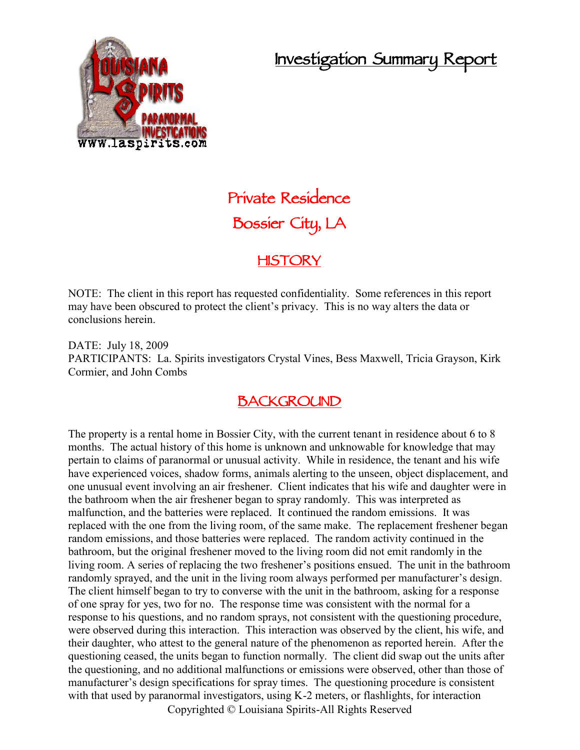# Investigation Summary Report

## Private Residence
## Bossier City, LA

## HISTORY

NOTE: The client in this report has requested confidentiality. Some references in this report may have been obscured to protect the client's privacy. This is no way alters the data or conclusions herein.

DATE: July 18, 2009
PARTICIPANTS: La. Spirits investigators Crystal Vines, Bess Maxwell, Tricia Grayson, Kirk Cormier, and John Combs

## BACKGROUND

The property is a rental home in Bossier City, with the current tenant in residence about 6 to 8 months. The actual history of this home is unknown and unknowable for knowledge that may pertain to claims of paranormal or unusual activity. While in residence, the tenant and his wife have experienced voices, shadow forms, animals alerting to the unseen, object displacement, and one unusual event involving an air freshener. Client indicates that his wife and daughter were in the bathroom when the air freshener began to spray randomly. This was interpreted as malfunction, and the batteries were replaced. It continued the random emissions. It was replaced with the one from the living room, of the same make. The replacement freshener began random emissions, and those batteries were replaced. The random activity continued in the bathroom, but the original freshener moved to the living room did not emit randomly in the living room. A series of replacing the two freshener's positions ensued. The unit in the bathroom randomly sprayed, and the unit in the living room always performed per manufacturer's design. The client himself began to try to converse with the unit in the bathroom, asking for a response of one spray for yes, two for no. The response time was consistent with the normal for a response to his questions, and no random sprays, not consistent with the questioning procedure, were observed during this interaction. This interaction was observed by the client, his wife, and their daughter, who attest to the general nature of the phenomenon as reported herein. After the questioning ceased, the units began to function normally. The client did swap out the units after the questioning, and no additional malfunctions or emissions were observed, other than those of manufacturer's design specifications for spray times. The questioning procedure is consistent with that used by paranormal investigators, using K-2 meters, or flashlights, for interaction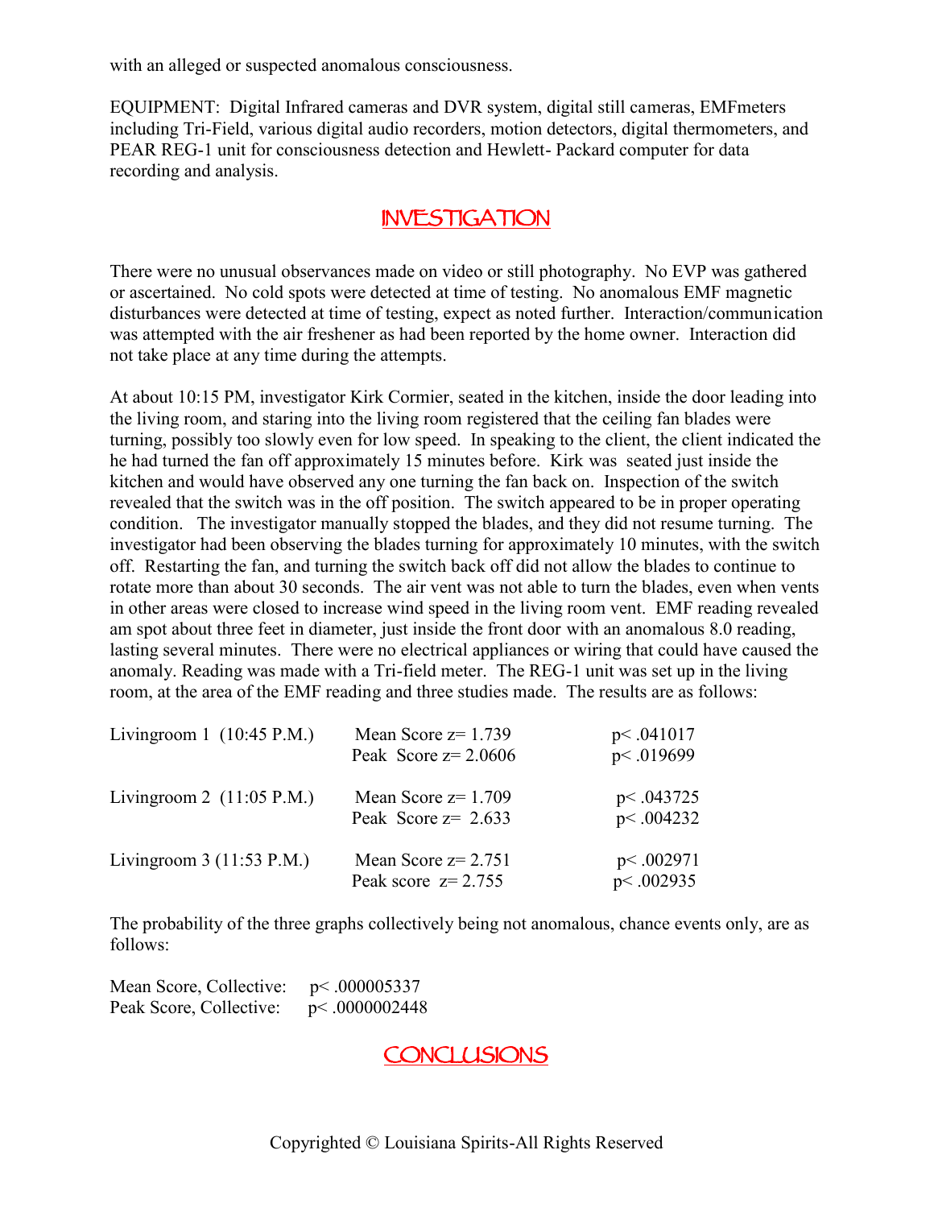with an alleged or suspected anomalous consciousness.

EQUIPMENT: Digital Infrared cameras and DVR system, digital still cameras, EMFmeters including Tri-Field, various digital audio recorders, motion detectors, digital thermometers, and PEAR REG-1 unit for consciousness detection and Hewlett- Packard computer for data recording and analysis.

## INVESTIGATION

There were no unusual observances made on video or still photography. No EVP was gathered or ascertained. No cold spots were detected at time of testing. No anomalous EMF magnetic disturbances were detected at time of testing, expect as noted further. Interaction/communication was attempted with the air freshener as had been reported by the home owner. Interaction did not take place at any time during the attempts.

At about 10:15 PM, investigator Kirk Cormier, seated in the kitchen, inside the door leading into the living room, and staring into the living room registered that the ceiling fan blades were turning, possibly too slowly even for low speed. In speaking to the client, the client indicated the he had turned the fan off approximately 15 minutes before. Kirk was seated just inside the kitchen and would have observed any one turning the fan back on. Inspection of the switch revealed that the switch was in the off position. The switch appeared to be in proper operating condition. The investigator manually stopped the blades, and they did not resume turning. The investigator had been observing the blades turning for approximately 10 minutes, with the switch off. Restarting the fan, and turning the switch back off did not allow the blades to continue to rotate more than about 30 seconds. The air vent was not able to turn the blades, even when vents in other areas were closed to increase wind speed in the living room vent. EMF reading revealed am spot about three feet in diameter, just inside the front door with an anomalous 8.0 reading, lasting several minutes. There were no electrical appliances or wiring that could have caused the anomaly. Reading was made with a Tri-field meter. The REG-1 unit was set up in the living room, at the area of the EMF reading and three studies made. The results are as follows:

| | | |
|---|---|---|
| Livingroom 1 (10:45 P.M.) | Mean Score $z = 1.739$ | $p < .041017$ |
| | Peak Score $z = 2.0606$ | $p < .019699$ |
| Livingroom 2 (11:05 P.M.) | Mean Score $z = 1.709$ | $p < .043725$ |
| | Peak Score $z = 2.633$ | $p < .004232$ |
| Livingroom 3 (11:53 P.M.) | Mean Score $z = 2.751$ | $p < .002971$ |
| | Peak score $z = 2.755$ | $p < .002935$ |

The probability of the three graphs collectively being not anomalous, chance events only, are as follows:

Mean Score, Collective: $p < .000005337$
Peak Score, Collective: $p < .0000002448$

## CONCLUSIONS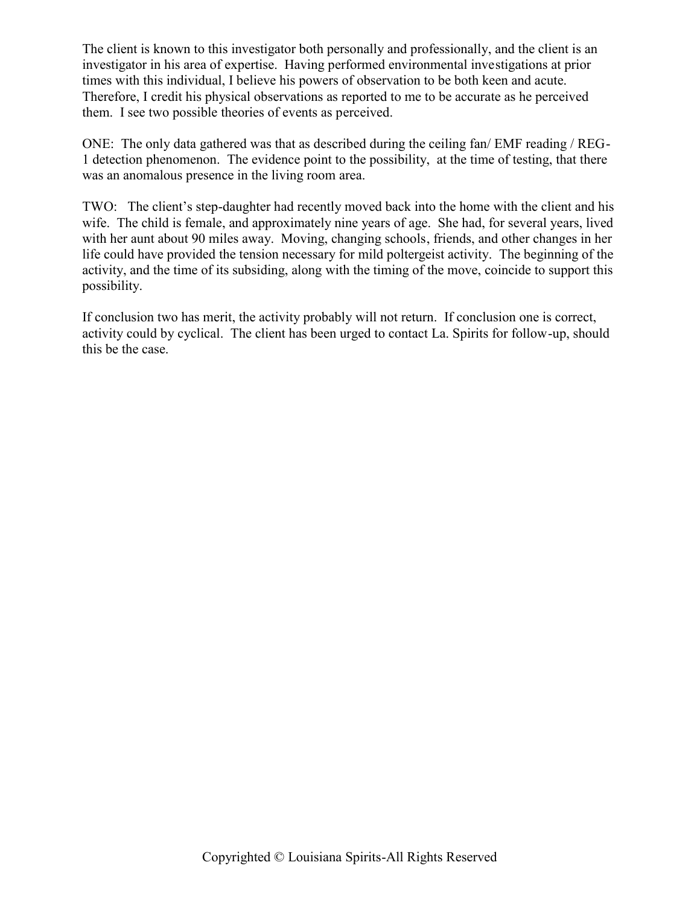The client is known to this investigator both personally and professionally, and the client is an investigator in his area of expertise. Having performed environmental investigations at prior times with this individual, I believe his powers of observation to be both keen and acute. Therefore, I credit his physical observations as reported to me to be accurate as he perceived them. I see two possible theories of events as perceived.

ONE: The only data gathered was that as described during the ceiling fan/ EMF reading / REG-1 detection phenomenon. The evidence point to the possibility, at the time of testing, that there was an anomalous presence in the living room area.

TWO: The client's step-daughter had recently moved back into the home with the client and his wife. The child is female, and approximately nine years of age. She had, for several years, lived with her aunt about 90 miles away. Moving, changing schools, friends, and other changes in her life could have provided the tension necessary for mild poltergeist activity. The beginning of the activity, and the time of its subsiding, along with the timing of the move, coincide to support this possibility.

If conclusion two has merit, the activity probably will not return. If conclusion one is correct, activity could by cyclical. The client has been urged to contact La. Spirits for follow-up, should this be the case.